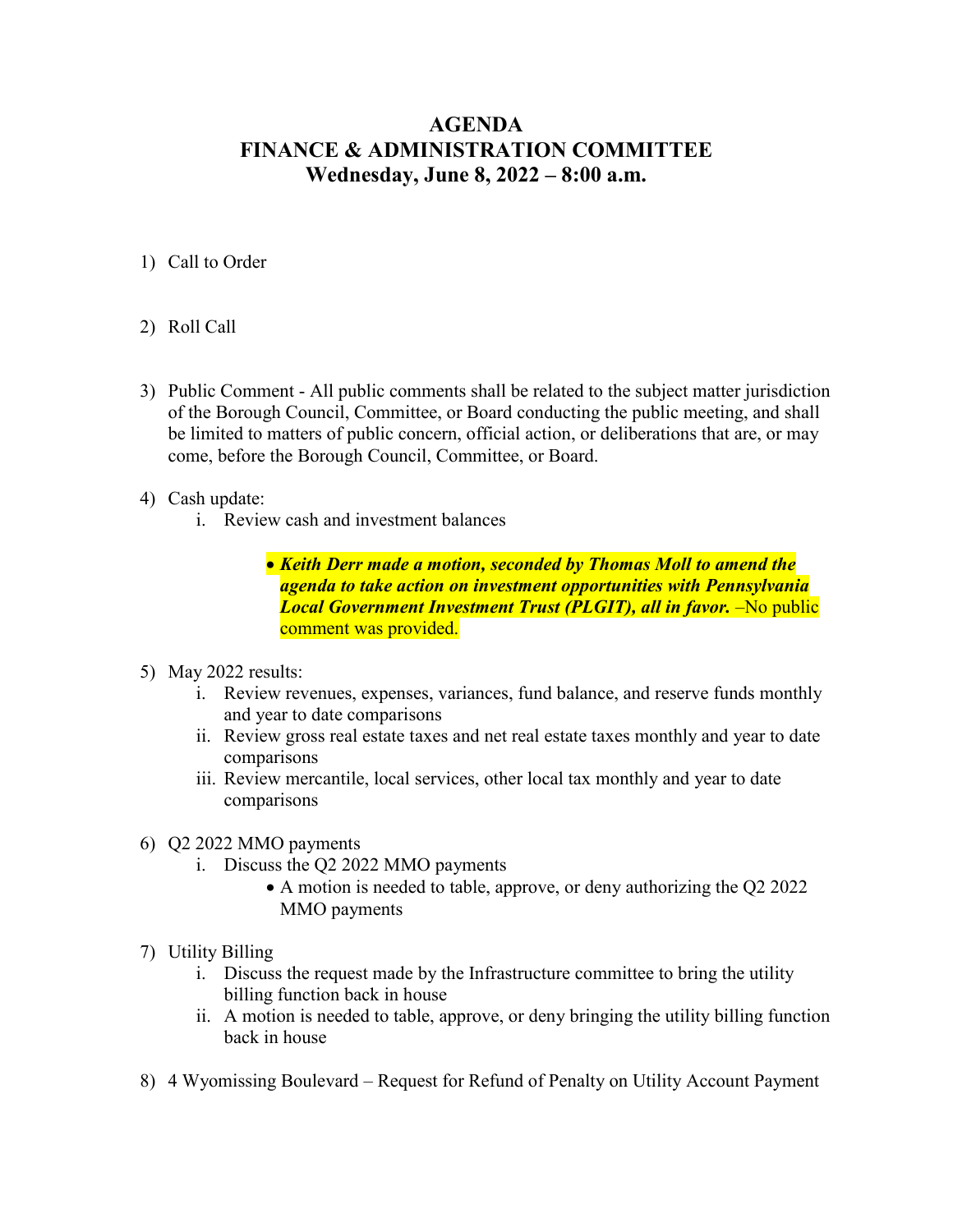# AGENDA
# FINANCE & ADMINISTRATION COMMITTEE
## Wednesday, June 8, 2022 – 8:00 a.m.

1) Call to Order

2) Roll Call

3) Public Comment - All public comments shall be related to the subject matter jurisdiction of the Borough Council, Committee, or Board conducting the public meeting, and shall be limited to matters of public concern, official action, or deliberations that are, or may come, before the Borough Council, Committee, or Board.

4) Cash update:
   i. Review cash and investment balances
      - ***Keith Derr made a motion, seconded by Thomas Moll to amend the agenda to take action on investment opportunities with Pennsylvania Local Government Investment Trust (PLGIT), all in favor.*** –No public comment was provided.

5) May 2022 results:
   i. Review revenues, expenses, variances, fund balance, and reserve funds monthly and year to date comparisons
   ii. Review gross real estate taxes and net real estate taxes monthly and year to date comparisons
   iii. Review mercantile, local services, other local tax monthly and year to date comparisons

6) Q2 2022 MMO payments
   i. Discuss the Q2 2022 MMO payments
      - A motion is needed to table, approve, or deny authorizing the Q2 2022 MMO payments

7) Utility Billing
   i. Discuss the request made by the Infrastructure committee to bring the utility billing function back in house
   ii. A motion is needed to table, approve, or deny bringing the utility billing function back in house

8) 4 Wyomissing Boulevard – Request for Refund of Penalty on Utility Account Payment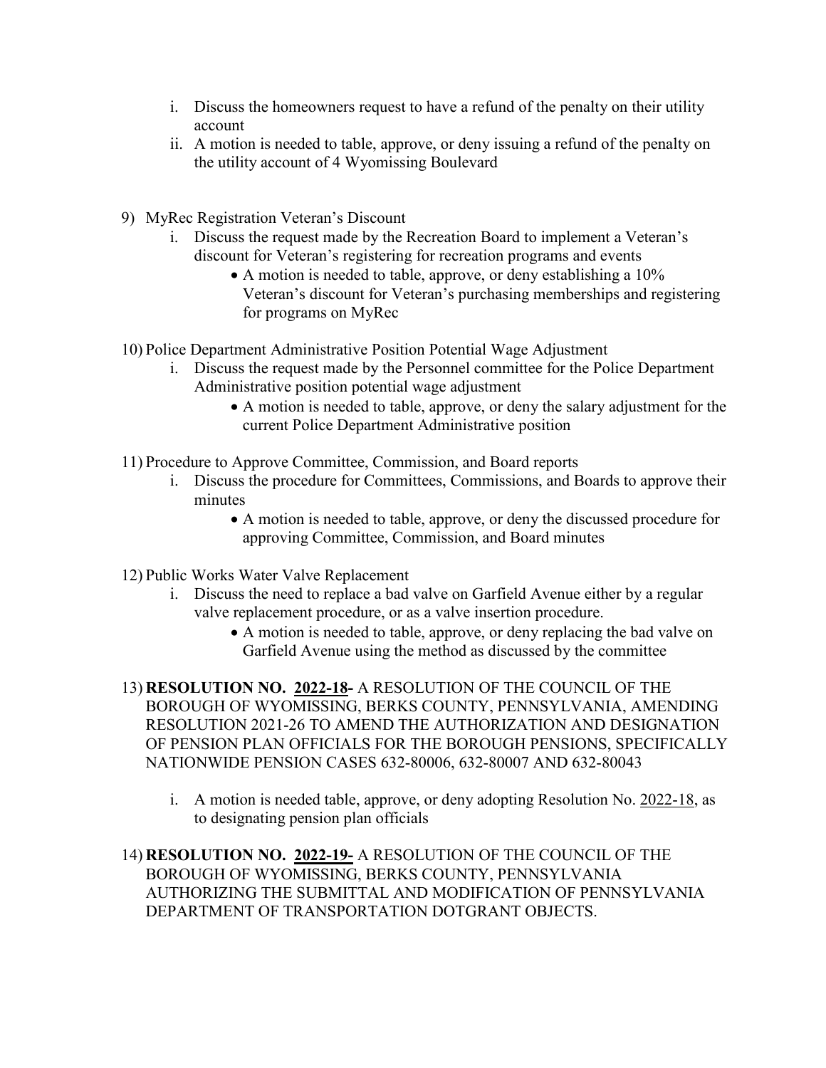i. Discuss the homeowners request to have a refund of the penalty on their utility account
ii. A motion is needed to table, approve, or deny issuing a refund of the penalty on the utility account of 4 Wyomissing Boulevard

9) MyRec Registration Veteran's Discount
   i. Discuss the request made by the Recreation Board to implement a Veteran's discount for Veteran's registering for recreation programs and events
      - A motion is needed to table, approve, or deny establishing a 10% Veteran's discount for Veteran's purchasing memberships and registering for programs on MyRec

10) Police Department Administrative Position Potential Wage Adjustment
   i. Discuss the request made by the Personnel committee for the Police Department Administrative position potential wage adjustment
      - A motion is needed to table, approve, or deny the salary adjustment for the current Police Department Administrative position

11) Procedure to Approve Committee, Commission, and Board reports
   i. Discuss the procedure for Committees, Commissions, and Boards to approve their minutes
      - A motion is needed to table, approve, or deny the discussed procedure for approving Committee, Commission, and Board minutes

12) Public Works Water Valve Replacement
   i. Discuss the need to replace a bad valve on Garfield Avenue either by a regular valve replacement procedure, or as a valve insertion procedure.
      - A motion is needed to table, approve, or deny replacing the bad valve on Garfield Avenue using the method as discussed by the committee

13) **RESOLUTION NO. 2022-18-** A RESOLUTION OF THE COUNCIL OF THE BOROUGH OF WYOMISSING, BERKS COUNTY, PENNSYLVANIA, AMENDING RESOLUTION 2021-26 TO AMEND THE AUTHORIZATION AND DESIGNATION OF PENSION PLAN OFFICIALS FOR THE BOROUGH PENSIONS, SPECIFICALLY NATIONWIDE PENSION CASES 632-80006, 632-80007 AND 632-80043

   i. A motion is needed table, approve, or deny adopting Resolution No. 2022-18, as to designating pension plan officials

14) **RESOLUTION NO. 2022-19-** A RESOLUTION OF THE COUNCIL OF THE BOROUGH OF WYOMISSING, BERKS COUNTY, PENNSYLVANIA AUTHORIZING THE SUBMITTAL AND MODIFICATION OF PENNSYLVANIA DEPARTMENT OF TRANSPORTATION DOTGRANT OBJECTS.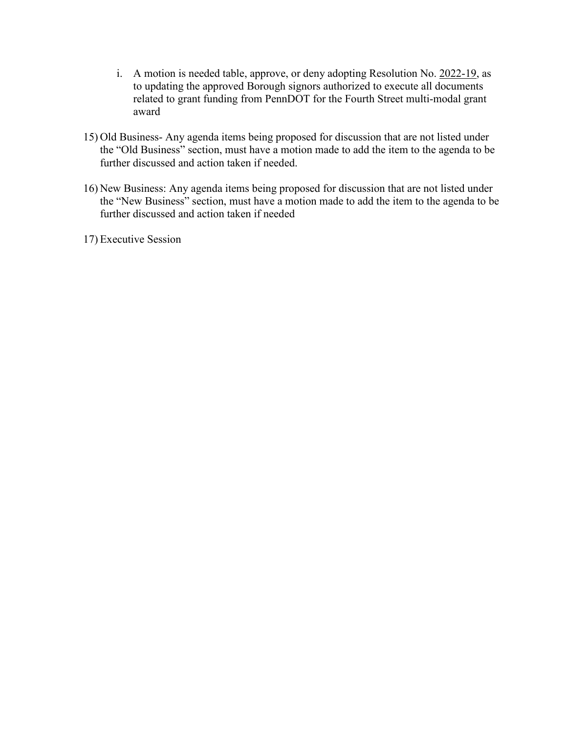i. A motion is needed table, approve, or deny adopting Resolution No. 2022-19, as to updating the approved Borough signors authorized to execute all documents related to grant funding from PennDOT for the Fourth Street multi-modal grant award

15) Old Business- Any agenda items being proposed for discussion that are not listed under the "Old Business" section, must have a motion made to add the item to the agenda to be further discussed and action taken if needed.

16) New Business: Any agenda items being proposed for discussion that are not listed under the "New Business" section, must have a motion made to add the item to the agenda to be further discussed and action taken if needed

17) Executive Session